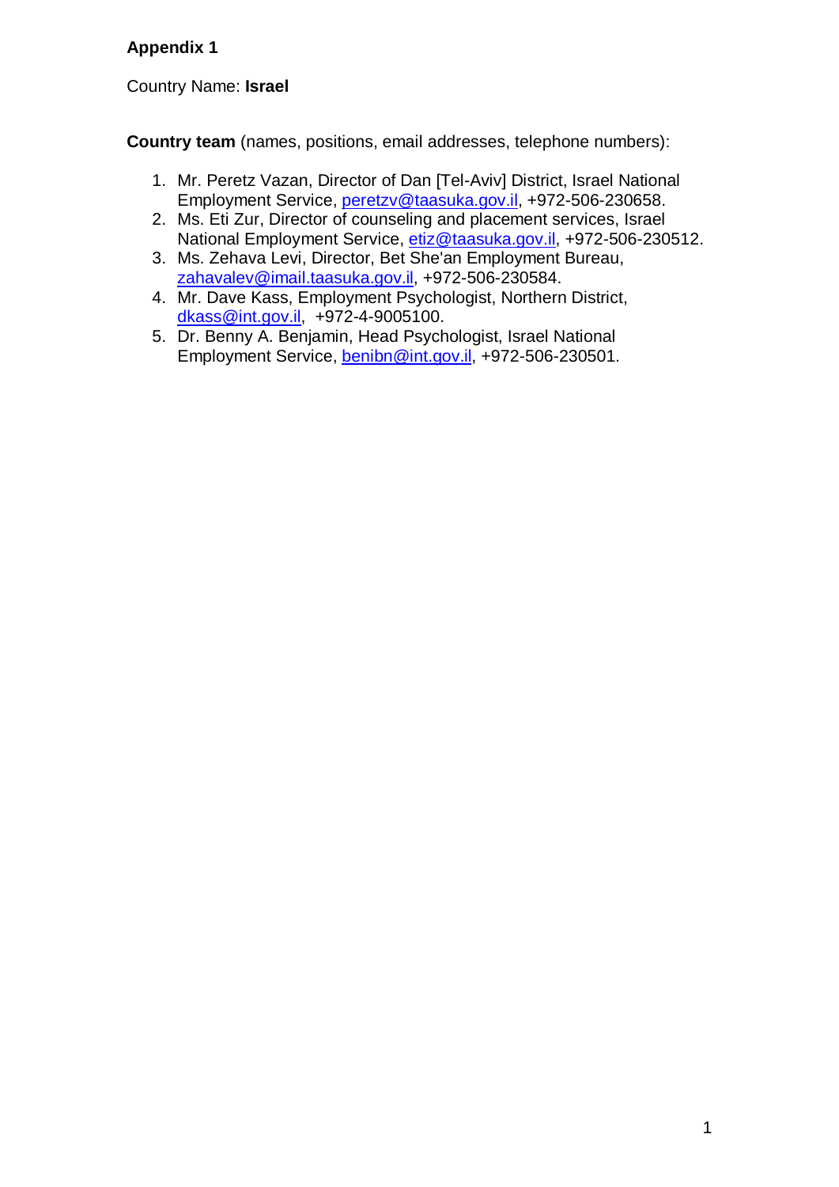**Appendix 1**

Country Name: **Israel**

**Country team** (names, positions, email addresses, telephone numbers):

1. Mr. Peretz Vazan, Director of Dan [Tel-Aviv] District, Israel National Employment Service, peretzv@taasuka.gov.il, +972-506-230658.
2. Ms. Eti Zur, Director of counseling and placement services, Israel National Employment Service, etiz@taasuka.gov.il, +972-506-230512.
3. Ms. Zehava Levi, Director, Bet She'an Employment Bureau, zahavalev@imail.taasuka.gov.il, +972-506-230584.
4. Mr. Dave Kass, Employment Psychologist, Northern District, dkass@int.gov.il, +972-4-9005100.
5. Dr. Benny A. Benjamin, Head Psychologist, Israel National Employment Service, benibn@int.gov.il, +972-506-230501.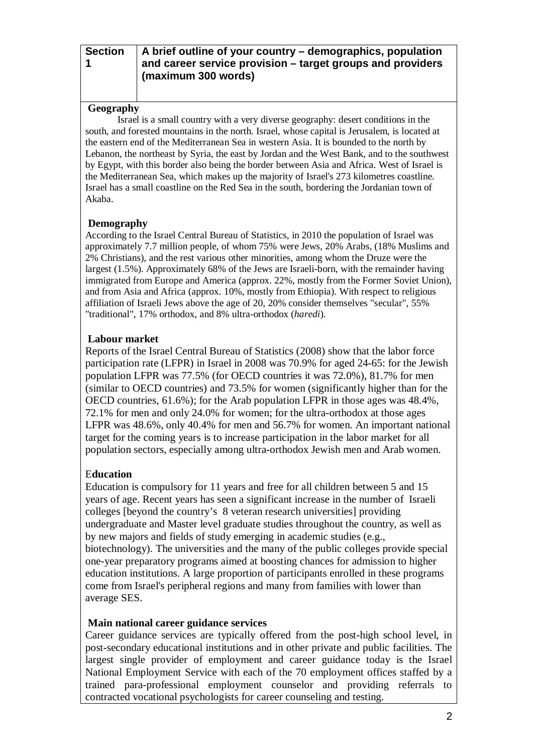| Section 1 | A brief outline of your country – demographics, population and career service provision – target groups and providers (maximum 300 words) |
|---|---|

**Geography**

Israel is a small country with a very diverse geography: desert conditions in the south, and forested mountains in the north. Israel, whose capital is Jerusalem, is located at the eastern end of the Mediterranean Sea in western Asia. It is bounded to the north by Lebanon, the northeast by Syria, the east by Jordan and the West Bank, and to the southwest by Egypt, with this border also being the border between Asia and Africa. West of Israel is the Mediterranean Sea, which makes up the majority of Israel's 273 kilometres coastline. Israel has a small coastline on the Red Sea in the south, bordering the Jordanian town of Akaba.

**Demography**

According to the Israel Central Bureau of Statistics, in 2010 the population of Israel was approximately 7.7 million people, of whom 75% were Jews, 20% Arabs, (18% Muslims and 2% Christians), and the rest various other minorities, among whom the Druze were the largest (1.5%). Approximately 68% of the Jews are Israeli-born, with the remainder having immigrated from Europe and America (approx. 22%, mostly from the Former Soviet Union), and from Asia and Africa (approx. 10%, mostly from Ethiopia). With respect to religious affiliation of Israeli Jews above the age of 20, 20% consider themselves "secular", 55% "traditional", 17% orthodox, and 8% ultra-orthodox (*haredi*).

**Labour market**

Reports of the Israel Central Bureau of Statistics (2008) show that the labor force participation rate (LFPR) in Israel in 2008 was 70.9% for aged 24-65: for the Jewish population LFPR was 77.5% (for OECD countries it was 72.0%), 81.7% for men (similar to OECD countries) and 73.5% for women (significantly higher than for the OECD countries, 61.6%); for the Arab population LFPR in those ages was 48.4%, 72.1% for men and only 24.0% for women; for the ultra-orthodox at those ages LFPR was 48.6%, only 40.4% for men and 56.7% for women. An important national target for the coming years is to increase participation in the labor market for all population sectors, especially among ultra-orthodox Jewish men and Arab women.

**Education**

Education is compulsory for 11 years and free for all children between 5 and 15 years of age. Recent years has seen a significant increase in the number of Israeli colleges [beyond the country's 8 veteran research universities] providing undergraduate and Master level graduate studies throughout the country, as well as by new majors and fields of study emerging in academic studies (e.g., biotechnology). The universities and the many of the public colleges provide special one-year preparatory programs aimed at boosting chances for admission to higher education institutions. A large proportion of participants enrolled in these programs come from Israel's peripheral regions and many from families with lower than average SES.

**Main national career guidance services**

Career guidance services are typically offered from the post-high school level, in post-secondary educational institutions and in other private and public facilities. The largest single provider of employment and career guidance today is the Israel National Employment Service with each of the 70 employment offices staffed by a trained para-professional employment counselor and providing referrals to contracted vocational psychologists for career counseling and testing.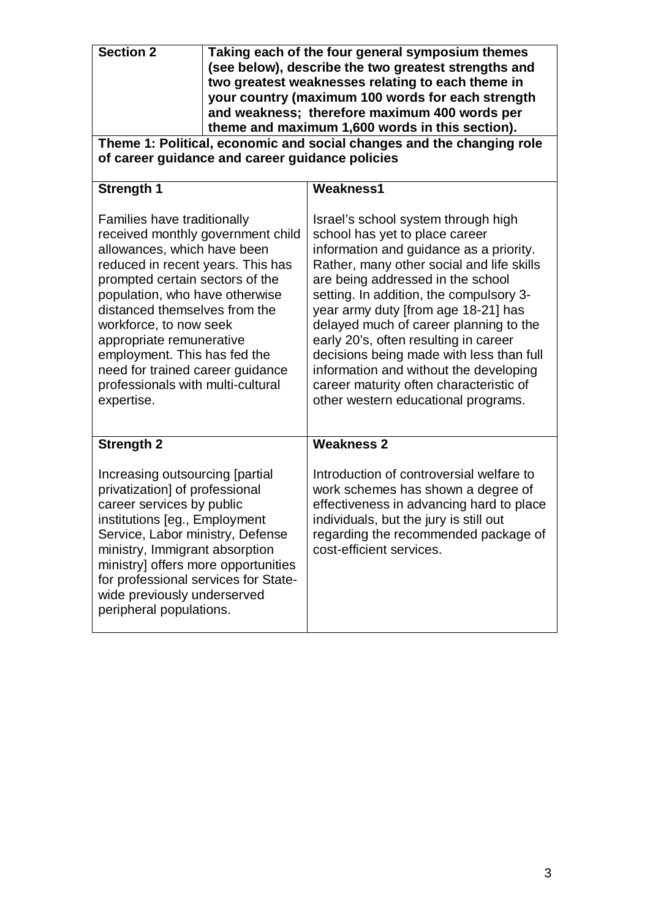| Section 2 | Taking each of the four general symposium themes (see below), describe the two greatest strengths and two greatest weaknesses relating to each theme in your country (maximum 100 words for each strength and weakness; therefore maximum 400 words per theme and maximum 1,600 words in this section). |
|---|---|

**Theme 1: Political, economic and social changes and the changing role of career guidance and career guidance policies**

| Strength 1 | Weakness1 |
|---|---|
| Families have traditionally received monthly government child allowances, which have been reduced in recent years. This has prompted certain sectors of the population, who have otherwise distanced themselves from the workforce, to now seek appropriate remunerative employment. This has fed the need for trained career guidance professionals with multi-cultural expertise. | Israel's school system through high school has yet to place career information and guidance as a priority. Rather, many other social and life skills are being addressed in the school setting. In addition, the compulsory 3-year army duty [from age 18-21] has delayed much of career planning to the early 20's, often resulting in career decisions being made with less than full information and without the developing career maturity often characteristic of other western educational programs. |
| **Strength 2** | **Weakness 2** |
| Increasing outsourcing [partial privatization] of professional career services by public institutions [eg., Employment Service, Labor ministry, Defense ministry, Immigrant absorption ministry] offers more opportunities for professional services for State-wide previously underserved peripheral populations. | Introduction of controversial welfare to work schemes has shown a degree of effectiveness in advancing hard to place individuals, but the jury is still out regarding the recommended package of cost-efficient services. |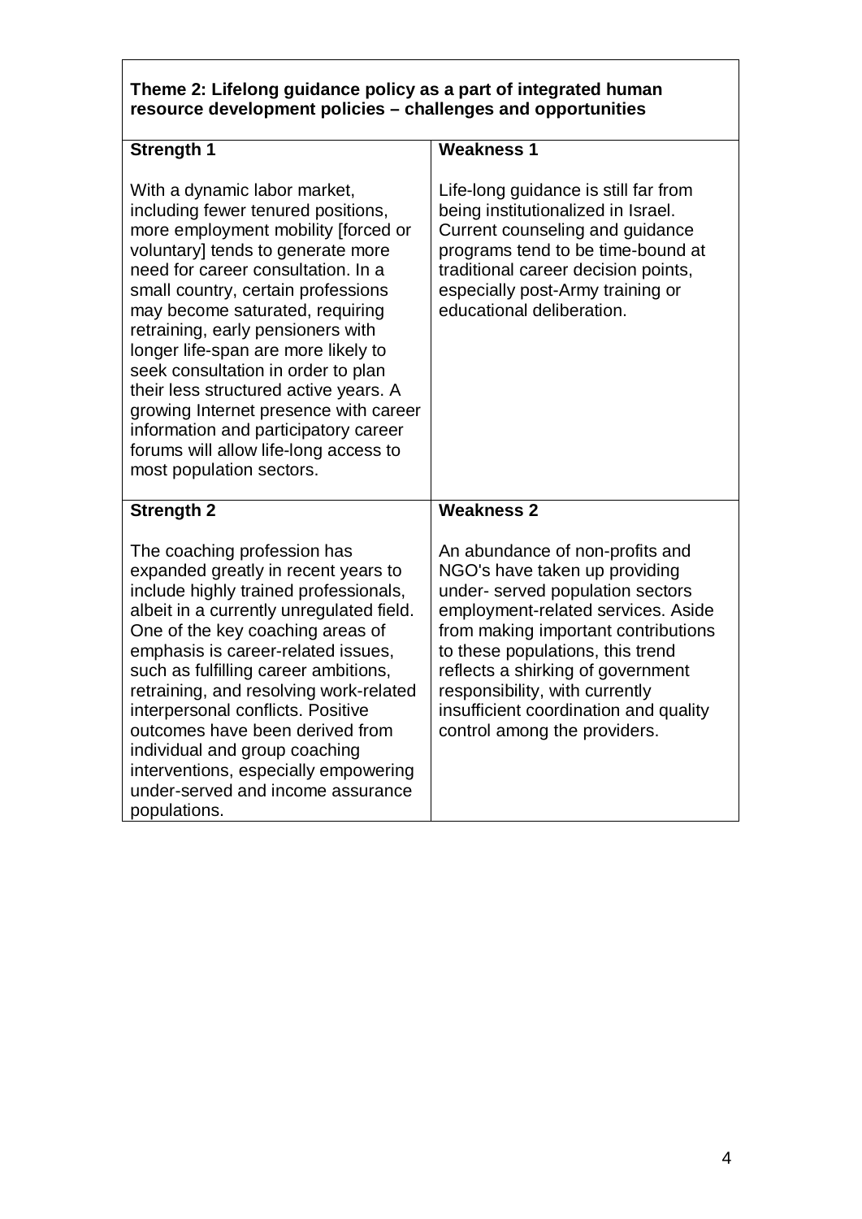**Theme 2: Lifelong guidance policy as a part of integrated human resource development policies – challenges and opportunities**

| **Strength 1** | **Weakness 1** |
|---|---|
| With a dynamic labor market, including fewer tenured positions, more employment mobility [forced or voluntary] tends to generate more need for career consultation. In a small country, certain professions may become saturated, requiring retraining, early pensioners with longer life-span are more likely to seek consultation in order to plan their less structured active years. A growing Internet presence with career information and participatory career forums will allow life-long access to most population sectors. | Life-long guidance is still far from being institutionalized in Israel. Current counseling and guidance programs tend to be time-bound at traditional career decision points, especially post-Army training or educational deliberation. |
| **Strength 2** | **Weakness 2** |
| The coaching profession has expanded greatly in recent years to include highly trained professionals, albeit in a currently unregulated field. One of the key coaching areas of emphasis is career-related issues, such as fulfilling career ambitions, retraining, and resolving work-related interpersonal conflicts. Positive outcomes have been derived from individual and group coaching interventions, especially empowering under-served and income assurance populations. | An abundance of non-profits and NGO's have taken up providing under- served population sectors employment-related services. Aside from making important contributions to these populations, this trend reflects a shirking of government responsibility, with currently insufficient coordination and quality control among the providers. |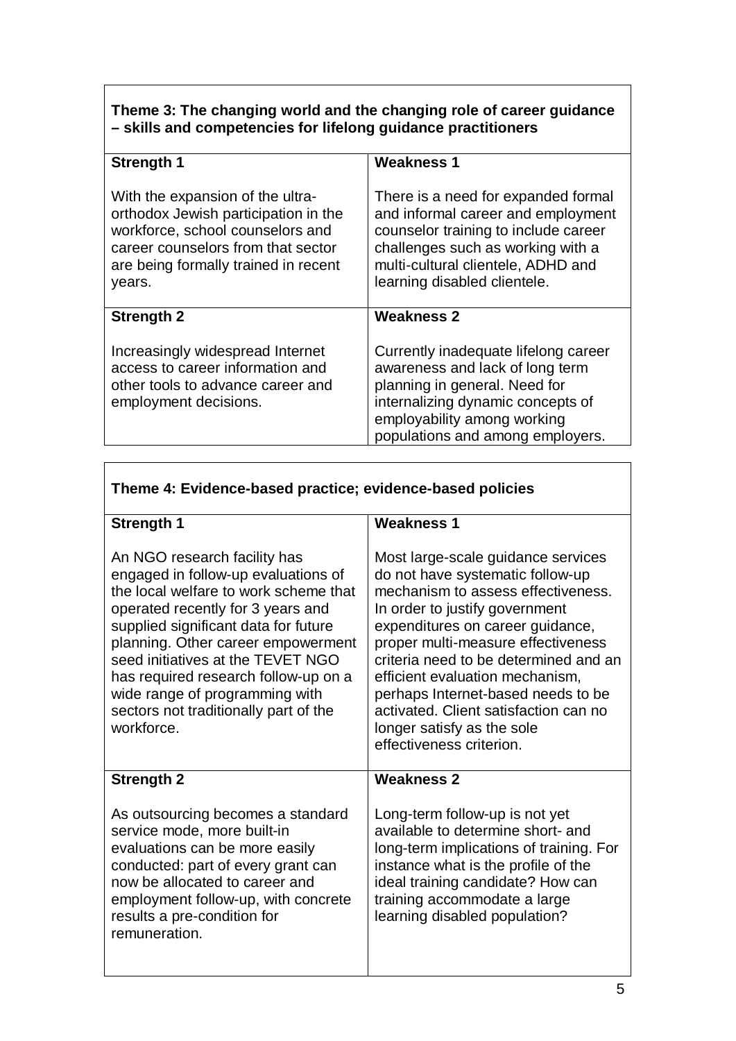| Theme 3: The changing world and the changing role of career guidance – skills and competencies for lifelong guidance practitioners | |
|---|---|
| **Strength 1** | **Weakness 1** |
| With the expansion of the ultra-orthodox Jewish participation in the workforce, school counselors and career counselors from that sector are being formally trained in recent years. | There is a need for expanded formal and informal career and employment counselor training to include career challenges such as working with a multi-cultural clientele, ADHD and learning disabled clientele. |
| **Strength 2** | **Weakness 2** |
| Increasingly widespread Internet access to career information and other tools to advance career and employment decisions. | Currently inadequate lifelong career awareness and lack of long term planning in general. Need for internalizing dynamic concepts of employability among working populations and among employers. |

| Theme 4: Evidence-based practice; evidence-based policies | |
|---|---|
| **Strength 1** | **Weakness 1** |
| An NGO research facility has engaged in follow-up evaluations of the local welfare to work scheme that operated recently for 3 years and supplied significant data for future planning. Other career empowerment seed initiatives at the TEVET NGO has required research follow-up on a wide range of programming with sectors not traditionally part of the workforce. | Most large-scale guidance services do not have systematic follow-up mechanism to assess effectiveness. In order to justify government expenditures on career guidance, proper multi-measure effectiveness criteria need to be determined and an efficient evaluation mechanism, perhaps Internet-based needs to be activated. Client satisfaction can no longer satisfy as the sole effectiveness criterion. |
| **Strength 2** | **Weakness 2** |
| As outsourcing becomes a standard service mode, more built-in evaluations can be more easily conducted: part of every grant can now be allocated to career and employment follow-up, with concrete results a pre-condition for remuneration. | Long-term follow-up is not yet available to determine short- and long-term implications of training. For instance what is the profile of the ideal training candidate? How can training accommodate a large learning disabled population? |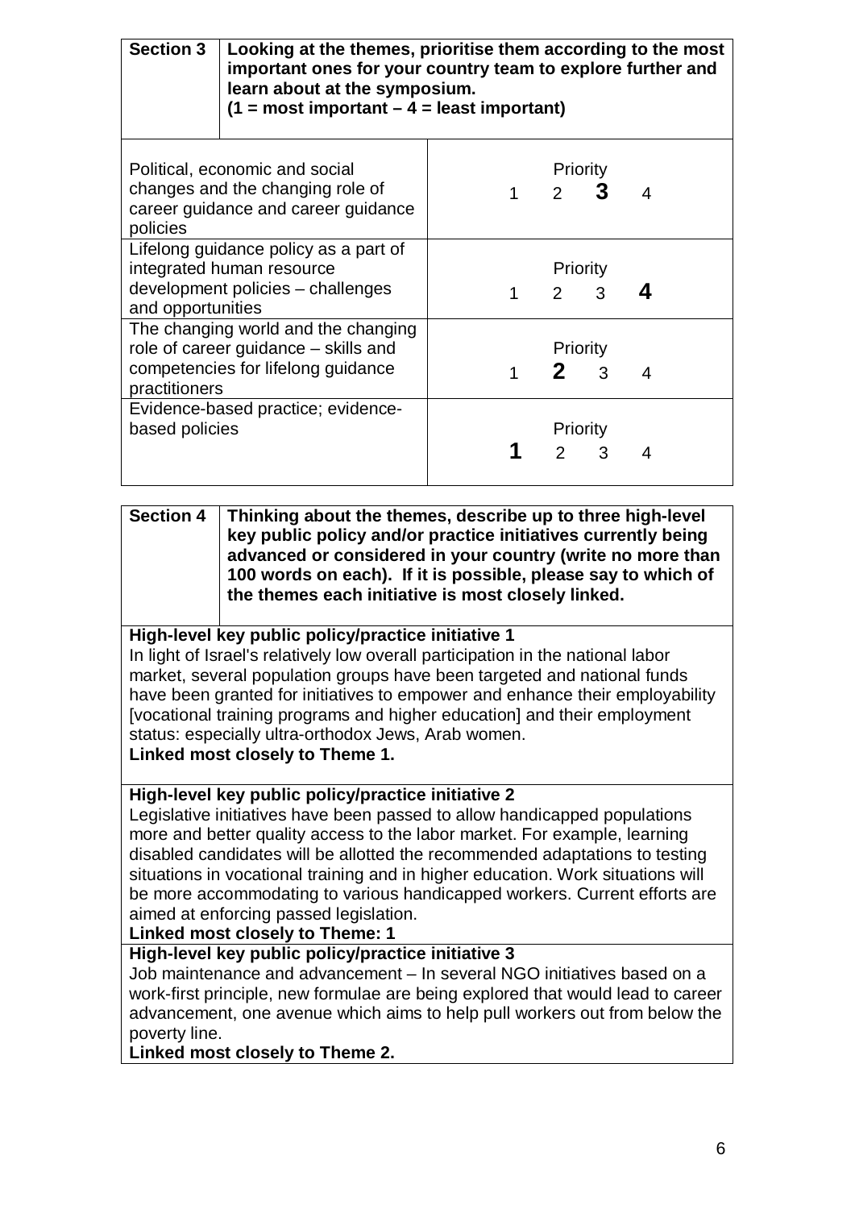| **Section 3** | **Looking at the themes, prioritise them according to the most important ones for your country team to explore further and learn about at the symposium. (1 = most important – 4 = least important)** |
|---|---|
| Political, economic and social changes and the changing role of career guidance and career guidance policies | Priority<br>1 2 **3** 4 |
| Lifelong guidance policy as a part of integrated human resource development policies – challenges and opportunities | Priority<br>1 2 3 **4** |
| The changing world and the changing role of career guidance – skills and competencies for lifelong guidance practitioners | Priority<br>1 **2** 3 4 |
| Evidence-based practice; evidence-based policies | Priority<br>**1** 2 3 4 |

| **Section 4** | **Thinking about the themes, describe up to three high-level key public policy and/or practice initiatives currently being advanced or considered in your country (write no more than 100 words on each). If it is possible, please say to which of the themes each initiative is most closely linked.** |
|---|---|

**High-level key public policy/practice initiative 1**

In light of Israel's relatively low overall participation in the national labor market, several population groups have been targeted and national funds have been granted for initiatives to empower and enhance their employability [vocational training programs and higher education] and their employment status: especially ultra-orthodox Jews, Arab women.

**Linked most closely to Theme 1.**

**High-level key public policy/practice initiative 2**

Legislative initiatives have been passed to allow handicapped populations more and better quality access to the labor market. For example, learning disabled candidates will be allotted the recommended adaptations to testing situations in vocational training and in higher education. Work situations will be more accommodating to various handicapped workers. Current efforts are aimed at enforcing passed legislation.

**Linked most closely to Theme: 1**

**High-level key public policy/practice initiative 3**

Job maintenance and advancement – In several NGO initiatives based on a work-first principle, new formulae are being explored that would lead to career advancement, one avenue which aims to help pull workers out from below the poverty line.

**Linked most closely to Theme 2.**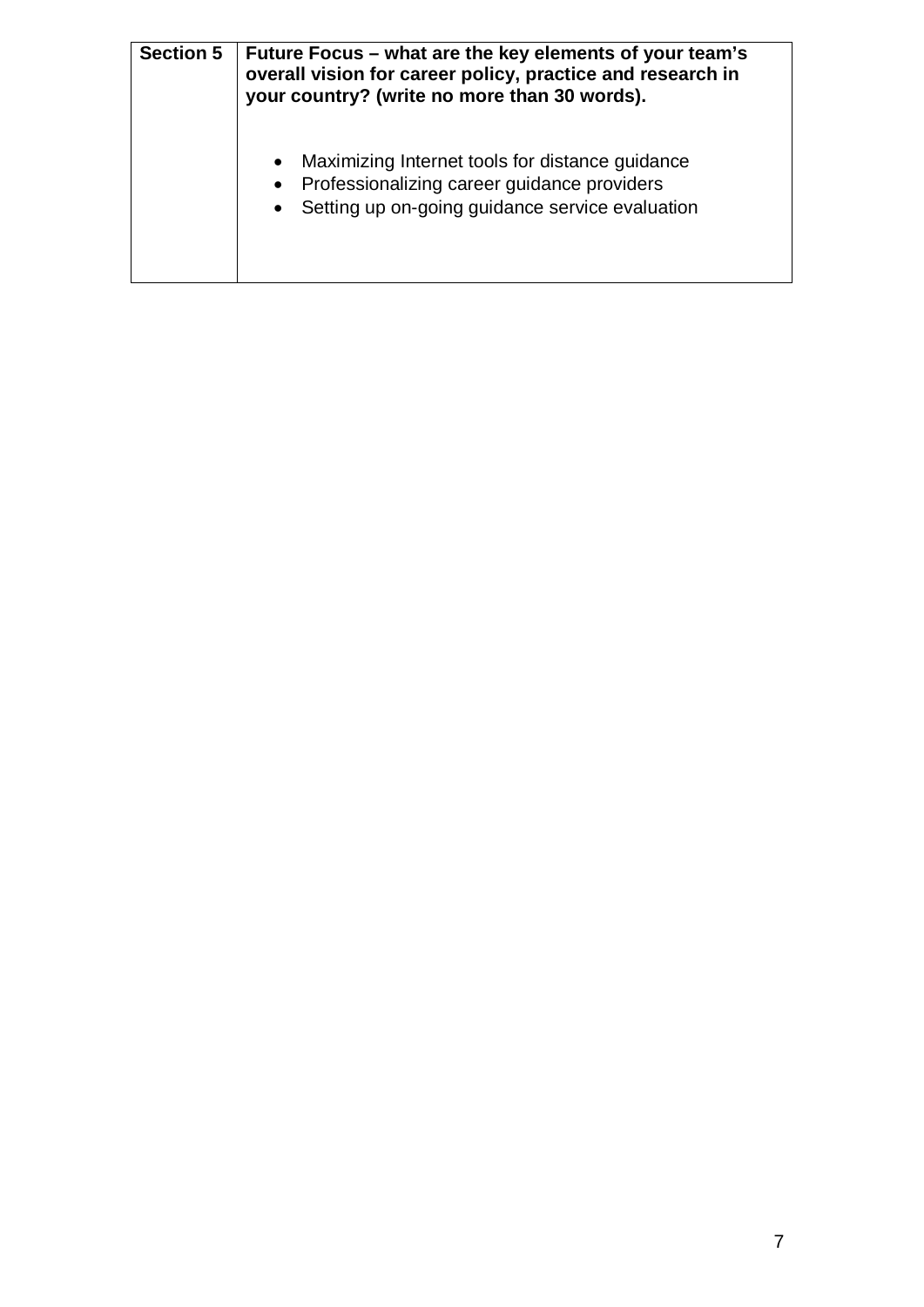| | |
|---|---|
| **Section 5** | **Future Focus – what are the key elements of your team's overall vision for career policy, practice and research in your country? (write no more than 30 words).**<br><br>• Maximizing Internet tools for distance guidance<br>• Professionalizing career guidance providers<br>• Setting up on-going guidance service evaluation |